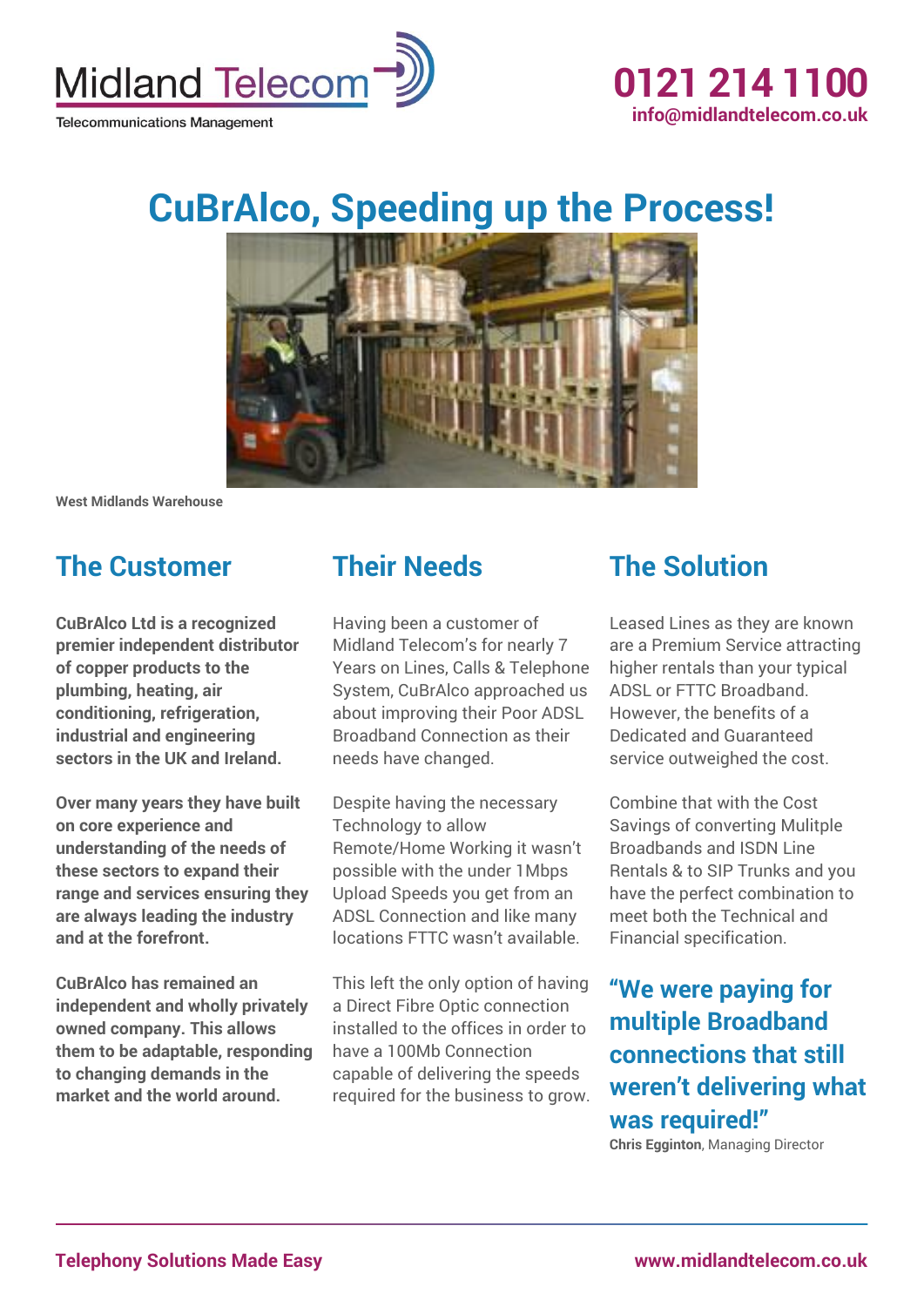Midland Telecom

Telecommunications Management

**0121 214 1100**
**info@midlandtelecom.co.uk**

# CuBrAlco, Speeding up the Process!

West Midlands Warehouse

## The Customer

**CuBrAlco Ltd is a recognized premier independent distributor of copper products to the plumbing, heating, air conditioning, refrigeration, industrial and engineering sectors in the UK and Ireland.**

**Over many years they have built on core experience and understanding of the needs of these sectors to expand their range and services ensuring they are always leading the industry and at the forefront.**

**CuBrAlco has remained an independent and wholly privately owned company. This allows them to be adaptable, responding to changing demands in the market and the world around.**

## Their Needs

Having been a customer of Midland Telecom's for nearly 7 Years on Lines, Calls & Telephone System, CuBrAlco approached us about improving their Poor ADSL Broadband Connection as their needs have changed.

Despite having the necessary Technology to allow Remote/Home Working it wasn't possible with the under 1Mbps Upload Speeds you get from an ADSL Connection and like many locations FTTC wasn't available.

This left the only option of having a Direct Fibre Optic connection installed to the offices in order to have a 100Mb Connection capable of delivering the speeds required for the business to grow.

## The Solution

Leased Lines as they are known are a Premium Service attracting higher rentals than your typical ADSL or FTTC Broadband. However, the benefits of a Dedicated and Guaranteed service outweighed the cost.

Combine that with the Cost Savings of converting Mulitple Broadbands and ISDN Line Rentals & to SIP Trunks and you have the perfect combination to meet both the Technical and Financial specification.

### "We were paying for multiple Broadband connections that still weren't delivering what was required!"

**Chris Egginton**, Managing Director

**Telephony Solutions Made Easy** — **www.midlandtelecom.co.uk**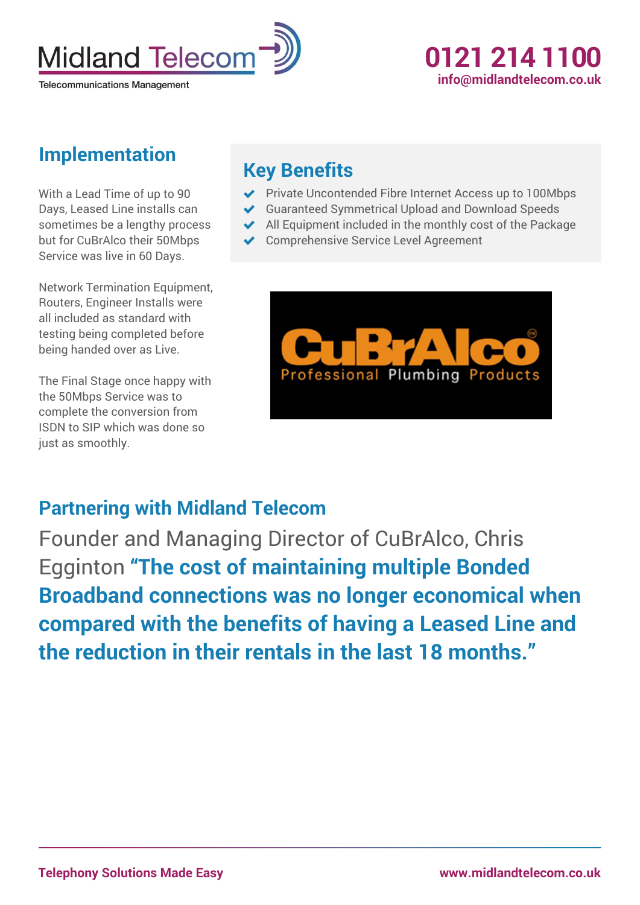Midland Telecom
Telecommunications Management

**0121 214 1100**
**info@midlandtelecom.co.uk**

## Implementation

With a Lead Time of up to 90 Days, Leased Line installs can sometimes be a lengthy process but for CuBrAlco their 50Mbps Service was live in 60 Days.

Network Termination Equipment, Routers, Engineer Installs were all included as standard with testing being completed before being handed over as Live.

The Final Stage once happy with the 50Mbps Service was to complete the conversion from ISDN to SIP which was done so just as smoothly.

## Key Benefits

- Private Uncontended Fibre Internet Access up to 100Mbps
- Guaranteed Symmetrical Upload and Download Speeds
- All Equipment included in the monthly cost of the Package
- Comprehensive Service Level Agreement

CuBrAlco
Professional Plumbing Products

## Partnering with Midland Telecom

Founder and Managing Director of CuBrAlco, Chris Egginton **"The cost of maintaining multiple Bonded Broadband connections was no longer economical when compared with the benefits of having a Leased Line and the reduction in their rentals in the last 18 months."**

**Telephony Solutions Made Easy** **www.midlandtelecom.co.uk**